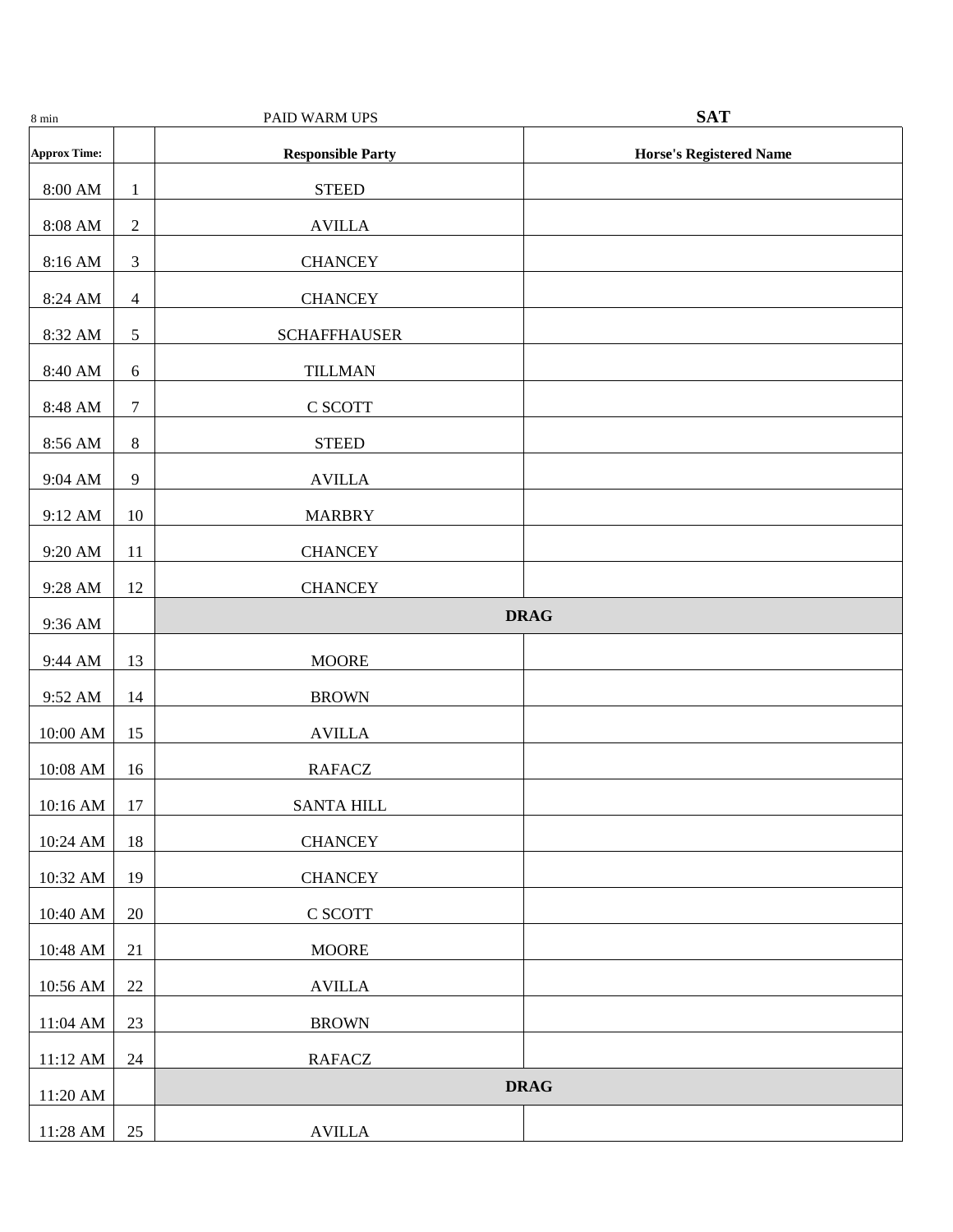| 8 min | | PAID WARM UPS | **SAT** |
|---|---|---|---|
| **Approx Time:** | | **Responsible Party** | **Horse's Registered Name** |
| 8:00 AM | 1 | STEED | |
| 8:08 AM | 2 | AVILLA | |
| 8:16 AM | 3 | CHANCEY | |
| 8:24 AM | 4 | CHANCEY | |
| 8:32 AM | 5 | SCHAFFHAUSER | |
| 8:40 AM | 6 | TILLMAN | |
| 8:48 AM | 7 | C SCOTT | |
| 8:56 AM | 8 | STEED | |
| 9:04 AM | 9 | AVILLA | |
| 9:12 AM | 10 | MARBRY | |
| 9:20 AM | 11 | CHANCEY | |
| 9:28 AM | 12 | CHANCEY | |
| 9:36 AM | | **DRAG** | |
| 9:44 AM | 13 | MOORE | |
| 9:52 AM | 14 | BROWN | |
| 10:00 AM | 15 | AVILLA | |
| 10:08 AM | 16 | RAFACZ | |
| 10:16 AM | 17 | SANTA HILL | |
| 10:24 AM | 18 | CHANCEY | |
| 10:32 AM | 19 | CHANCEY | |
| 10:40 AM | 20 | C SCOTT | |
| 10:48 AM | 21 | MOORE | |
| 10:56 AM | 22 | AVILLA | |
| 11:04 AM | 23 | BROWN | |
| 11:12 AM | 24 | RAFACZ | |
| 11:20 AM | | **DRAG** | |
| 11:28 AM | 25 | AVILLA | |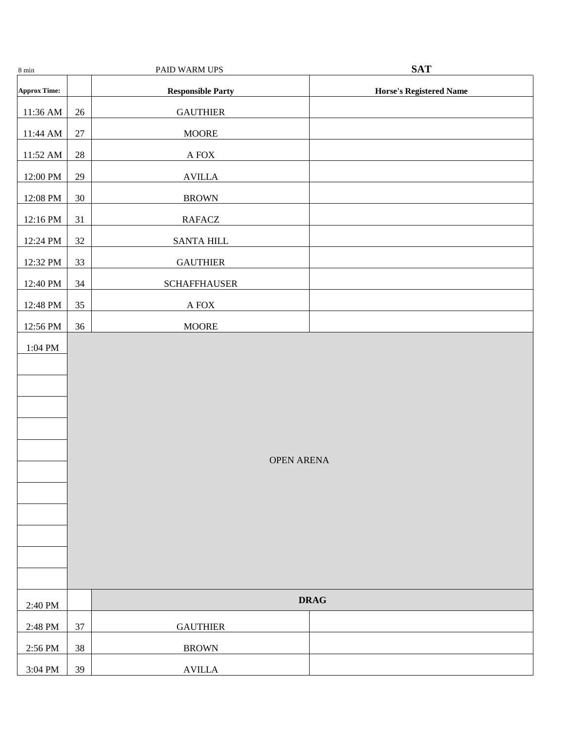| 8 min | | PAID WARM UPS | **SAT** |
|---|---|---|---|
| **Approx Time:** | | **Responsible Party** | **Horse's Registered Name** |
| 11:36 AM | 26 | GAUTHIER | |
| 11:44 AM | 27 | MOORE | |
| 11:52 AM | 28 | A FOX | |
| 12:00 PM | 29 | AVILLA | |
| 12:08 PM | 30 | BROWN | |
| 12:16 PM | 31 | RAFACZ | |
| 12:24 PM | 32 | SANTA HILL | |
| 12:32 PM | 33 | GAUTHIER | |
| 12:40 PM | 34 | SCHAFFHAUSER | |
| 12:48 PM | 35 | A FOX | |
| 12:56 PM | 36 | MOORE | |
| 1:04 PM | | OPEN ARENA | |
| | | | |
| | | | |
| | | | |
| | | | |
| | | | |
| | | | |
| | | | |
| | | | |
| | | | |
| | | | |
| | | | |
| 2:40 PM | | **DRAG** | |
| 2:48 PM | 37 | GAUTHIER | |
| 2:56 PM | 38 | BROWN | |
| 3:04 PM | 39 | AVILLA | |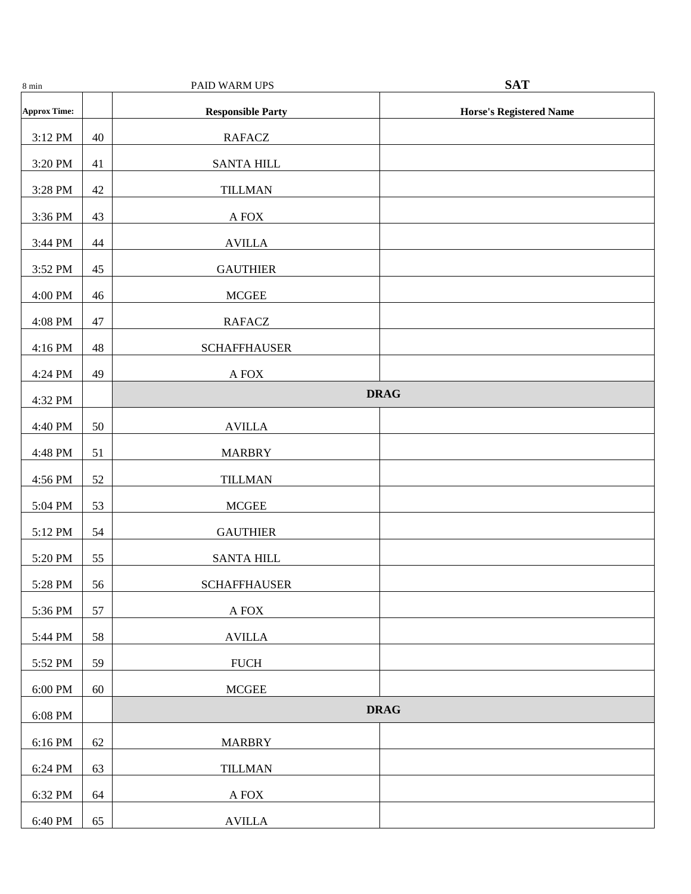8 min | PAID WARM UPS | **SAT**

| Approx Time: | | Responsible Party | Horse's Registered Name |
|---|---|---|---|
| 3:12 PM | 40 | RAFACZ | |
| 3:20 PM | 41 | SANTA HILL | |
| 3:28 PM | 42 | TILLMAN | |
| 3:36 PM | 43 | A FOX | |
| 3:44 PM | 44 | AVILLA | |
| 3:52 PM | 45 | GAUTHIER | |
| 4:00 PM | 46 | MCGEE | |
| 4:08 PM | 47 | RAFACZ | |
| 4:16 PM | 48 | SCHAFFHAUSER | |
| 4:24 PM | 49 | A FOX | |
| 4:32 PM | | **DRAG** | |
| 4:40 PM | 50 | AVILLA | |
| 4:48 PM | 51 | MARBRY | |
| 4:56 PM | 52 | TILLMAN | |
| 5:04 PM | 53 | MCGEE | |
| 5:12 PM | 54 | GAUTHIER | |
| 5:20 PM | 55 | SANTA HILL | |
| 5:28 PM | 56 | SCHAFFHAUSER | |
| 5:36 PM | 57 | A FOX | |
| 5:44 PM | 58 | AVILLA | |
| 5:52 PM | 59 | FUCH | |
| 6:00 PM | 60 | MCGEE | |
| 6:08 PM | | **DRAG** | |
| 6:16 PM | 62 | MARBRY | |
| 6:24 PM | 63 | TILLMAN | |
| 6:32 PM | 64 | A FOX | |
| 6:40 PM | 65 | AVILLA | |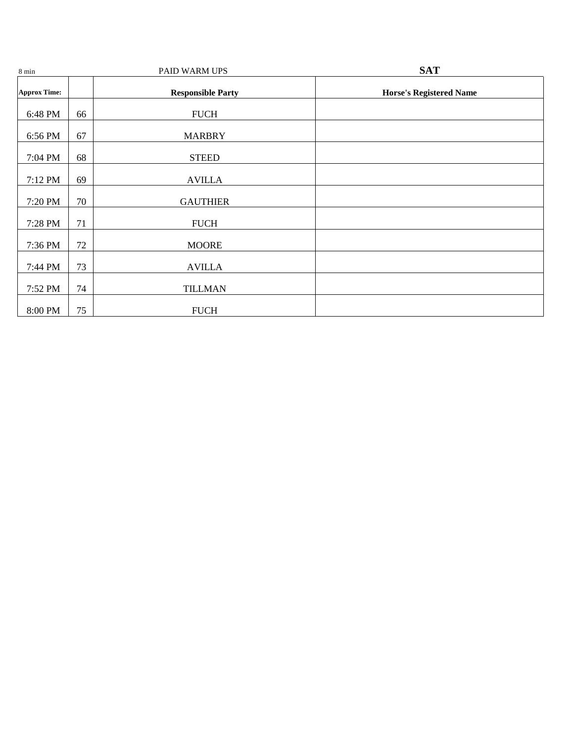| 8 min | | PAID WARM UPS | **SAT** |
|---|---|---|---|
| **Approx Time:** | | **Responsible Party** | **Horse's Registered Name** |
| 6:48 PM | 66 | FUCH | |
| 6:56 PM | 67 | MARBRY | |
| 7:04 PM | 68 | STEED | |
| 7:12 PM | 69 | AVILLA | |
| 7:20 PM | 70 | GAUTHIER | |
| 7:28 PM | 71 | FUCH | |
| 7:36 PM | 72 | MOORE | |
| 7:44 PM | 73 | AVILLA | |
| 7:52 PM | 74 | TILLMAN | |
| 8:00 PM | 75 | FUCH | |